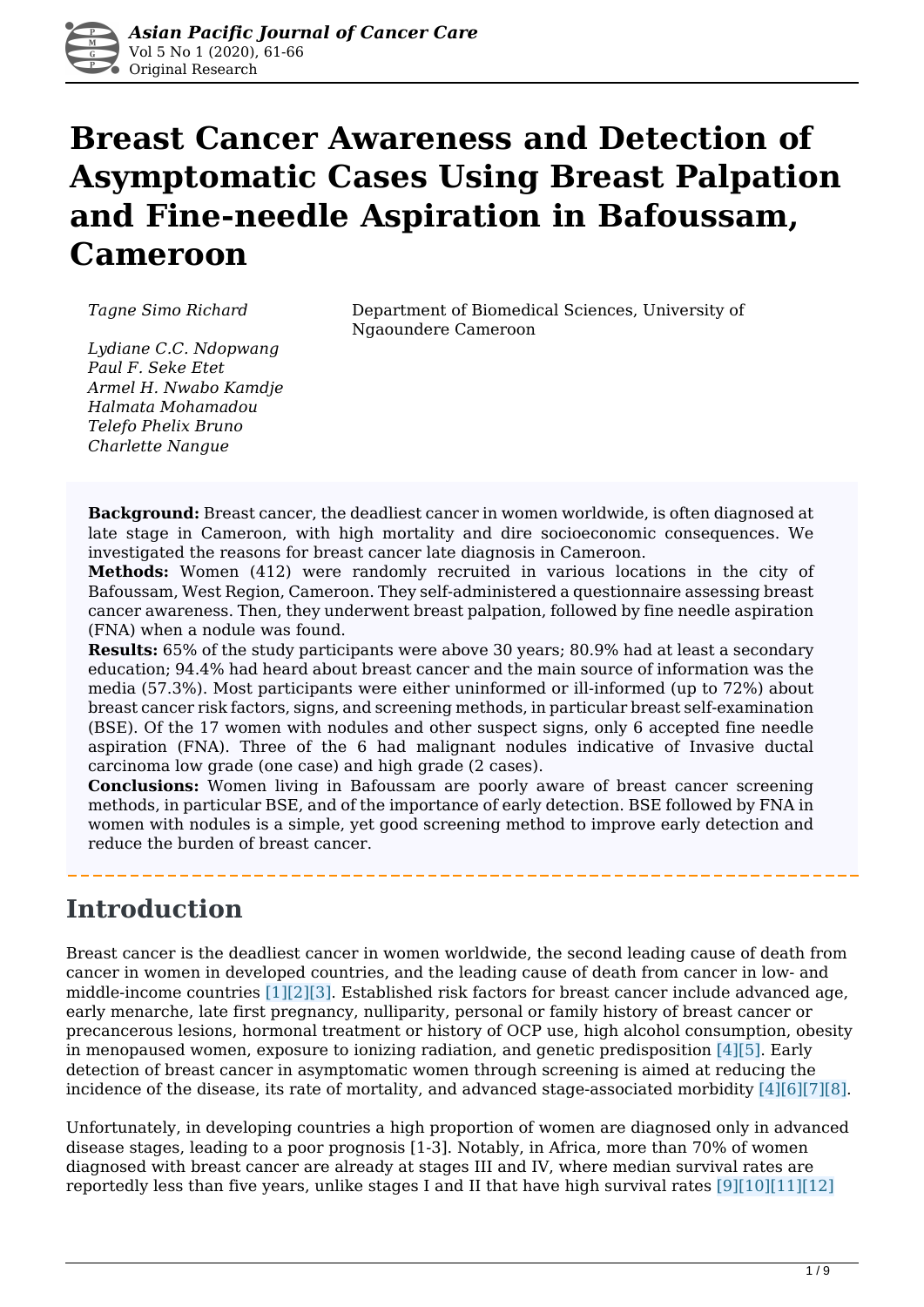# Breast Cancer Awareness and Detection of Asymptomatic Cases Using Breast Palpation and Fine-needle Aspiration in Bafoussam, Cameroon

*Tagne Simo Richard*

Department of Biomedical Sciences, University of Ngaoundere Cameroon

*Lydiane C.C. Ndopwang*
*Paul F. Seke Etet*
*Armel H. Nwabo Kamdje*
*Halmata Mohamadou*
*Telefo Phelix Bruno*
*Charlette Nangue*

**Background:** Breast cancer, the deadliest cancer in women worldwide, is often diagnosed at late stage in Cameroon, with high mortality and dire socioeconomic consequences. We investigated the reasons for breast cancer late diagnosis in Cameroon.

**Methods:** Women (412) were randomly recruited in various locations in the city of Bafoussam, West Region, Cameroon. They self-administered a questionnaire assessing breast cancer awareness. Then, they underwent breast palpation, followed by fine needle aspiration (FNA) when a nodule was found.

**Results:** 65% of the study participants were above 30 years; 80.9% had at least a secondary education; 94.4% had heard about breast cancer and the main source of information was the media (57.3%). Most participants were either uninformed or ill-informed (up to 72%) about breast cancer risk factors, signs, and screening methods, in particular breast self-examination (BSE). Of the 17 women with nodules and other suspect signs, only 6 accepted fine needle aspiration (FNA). Three of the 6 had malignant nodules indicative of Invasive ductal carcinoma low grade (one case) and high grade (2 cases).

**Conclusions:** Women living in Bafoussam are poorly aware of breast cancer screening methods, in particular BSE, and of the importance of early detection. BSE followed by FNA in women with nodules is a simple, yet good screening method to improve early detection and reduce the burden of breast cancer.

## Introduction

Breast cancer is the deadliest cancer in women worldwide, the second leading cause of death from cancer in women in developed countries, and the leading cause of death from cancer in low- and middle-income countries [1][2][3]. Established risk factors for breast cancer include advanced age, early menarche, late first pregnancy, nulliparity, personal or family history of breast cancer or precancerous lesions, hormonal treatment or history of OCP use, high alcohol consumption, obesity in menopaused women, exposure to ionizing radiation, and genetic predisposition [4][5]. Early detection of breast cancer in asymptomatic women through screening is aimed at reducing the incidence of the disease, its rate of mortality, and advanced stage-associated morbidity [4][6][7][8].

Unfortunately, in developing countries a high proportion of women are diagnosed only in advanced disease stages, leading to a poor prognosis [1-3]. Notably, in Africa, more than 70% of women diagnosed with breast cancer are already at stages III and IV, where median survival rates are reportedly less than five years, unlike stages I and II that have high survival rates [9][10][11][12]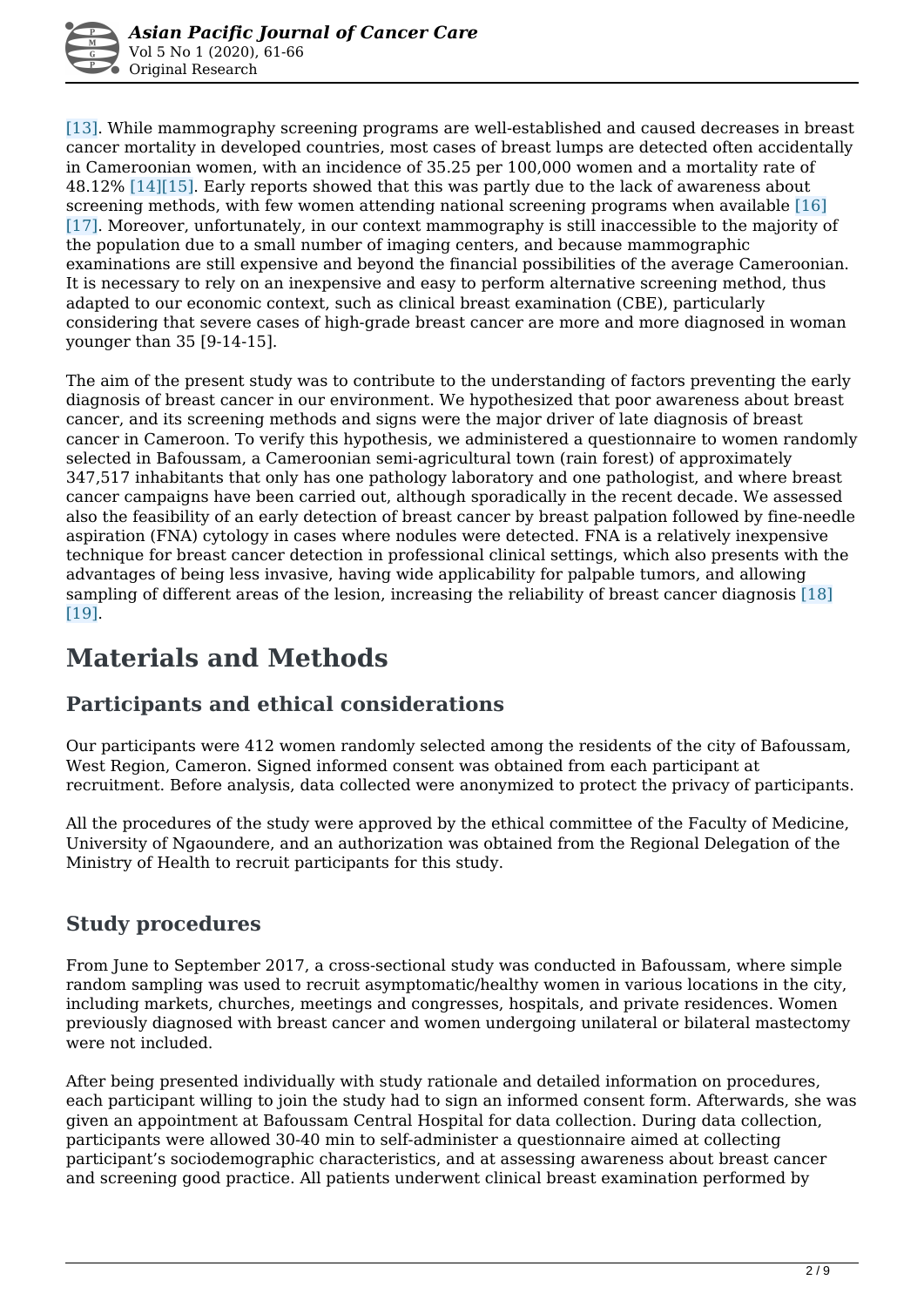[13]. While mammography screening programs are well-established and caused decreases in breast cancer mortality in developed countries, most cases of breast lumps are detected often accidentally in Cameroonian women, with an incidence of 35.25 per 100,000 women and a mortality rate of 48.12% [14][15]. Early reports showed that this was partly due to the lack of awareness about screening methods, with few women attending national screening programs when available [16][17]. Moreover, unfortunately, in our context mammography is still inaccessible to the majority of the population due to a small number of imaging centers, and because mammographic examinations are still expensive and beyond the financial possibilities of the average Cameroonian. It is necessary to rely on an inexpensive and easy to perform alternative screening method, thus adapted to our economic context, such as clinical breast examination (CBE), particularly considering that severe cases of high-grade breast cancer are more and more diagnosed in woman younger than 35 [9-14-15].

The aim of the present study was to contribute to the understanding of factors preventing the early diagnosis of breast cancer in our environment. We hypothesized that poor awareness about breast cancer, and its screening methods and signs were the major driver of late diagnosis of breast cancer in Cameroon. To verify this hypothesis, we administered a questionnaire to women randomly selected in Bafoussam, a Cameroonian semi-agricultural town (rain forest) of approximately 347,517 inhabitants that only has one pathology laboratory and one pathologist, and where breast cancer campaigns have been carried out, although sporadically in the recent decade. We assessed also the feasibility of an early detection of breast cancer by breast palpation followed by fine-needle aspiration (FNA) cytology in cases where nodules were detected. FNA is a relatively inexpensive technique for breast cancer detection in professional clinical settings, which also presents with the advantages of being less invasive, having wide applicability for palpable tumors, and allowing sampling of different areas of the lesion, increasing the reliability of breast cancer diagnosis [18][19].

# Materials and Methods

## Participants and ethical considerations

Our participants were 412 women randomly selected among the residents of the city of Bafoussam, West Region, Cameron. Signed informed consent was obtained from each participant at recruitment. Before analysis, data collected were anonymized to protect the privacy of participants.

All the procedures of the study were approved by the ethical committee of the Faculty of Medicine, University of Ngaoundere, and an authorization was obtained from the Regional Delegation of the Ministry of Health to recruit participants for this study.

## Study procedures

From June to September 2017, a cross-sectional study was conducted in Bafoussam, where simple random sampling was used to recruit asymptomatic/healthy women in various locations in the city, including markets, churches, meetings and congresses, hospitals, and private residences. Women previously diagnosed with breast cancer and women undergoing unilateral or bilateral mastectomy were not included.

After being presented individually with study rationale and detailed information on procedures, each participant willing to join the study had to sign an informed consent form. Afterwards, she was given an appointment at Bafoussam Central Hospital for data collection. During data collection, participants were allowed 30-40 min to self-administer a questionnaire aimed at collecting participant's sociodemographic characteristics, and at assessing awareness about breast cancer and screening good practice. All patients underwent clinical breast examination performed by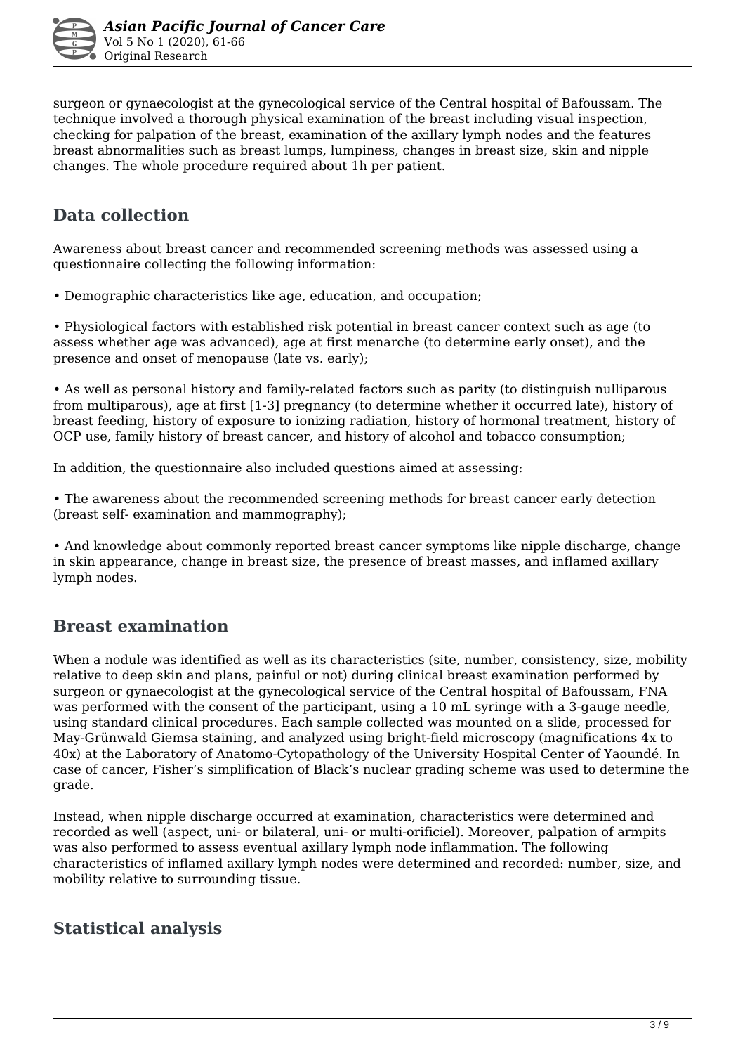surgeon or gynaecologist at the gynecological service of the Central hospital of Bafoussam. The technique involved a thorough physical examination of the breast including visual inspection, checking for palpation of the breast, examination of the axillary lymph nodes and the features breast abnormalities such as breast lumps, lumpiness, changes in breast size, skin and nipple changes. The whole procedure required about 1h per patient.

## Data collection

Awareness about breast cancer and recommended screening methods was assessed using a questionnaire collecting the following information:

• Demographic characteristics like age, education, and occupation;

• Physiological factors with established risk potential in breast cancer context such as age (to assess whether age was advanced), age at first menarche (to determine early onset), and the presence and onset of menopause (late vs. early);

• As well as personal history and family-related factors such as parity (to distinguish nulliparous from multiparous), age at first [1-3] pregnancy (to determine whether it occurred late), history of breast feeding, history of exposure to ionizing radiation, history of hormonal treatment, history of OCP use, family history of breast cancer, and history of alcohol and tobacco consumption;

In addition, the questionnaire also included questions aimed at assessing:

• The awareness about the recommended screening methods for breast cancer early detection (breast self- examination and mammography);

• And knowledge about commonly reported breast cancer symptoms like nipple discharge, change in skin appearance, change in breast size, the presence of breast masses, and inflamed axillary lymph nodes.

## Breast examination

When a nodule was identified as well as its characteristics (site, number, consistency, size, mobility relative to deep skin and plans, painful or not) during clinical breast examination performed by surgeon or gynaecologist at the gynecological service of the Central hospital of Bafoussam, FNA was performed with the consent of the participant, using a 10 mL syringe with a 3-gauge needle, using standard clinical procedures. Each sample collected was mounted on a slide, processed for May-Grünwald Giemsa staining, and analyzed using bright-field microscopy (magnifications 4x to 40x) at the Laboratory of Anatomo-Cytopathology of the University Hospital Center of Yaoundé. In case of cancer, Fisher's simplification of Black's nuclear grading scheme was used to determine the grade.

Instead, when nipple discharge occurred at examination, characteristics were determined and recorded as well (aspect, uni- or bilateral, uni- or multi-orificiel). Moreover, palpation of armpits was also performed to assess eventual axillary lymph node inflammation. The following characteristics of inflamed axillary lymph nodes were determined and recorded: number, size, and mobility relative to surrounding tissue.

## Statistical analysis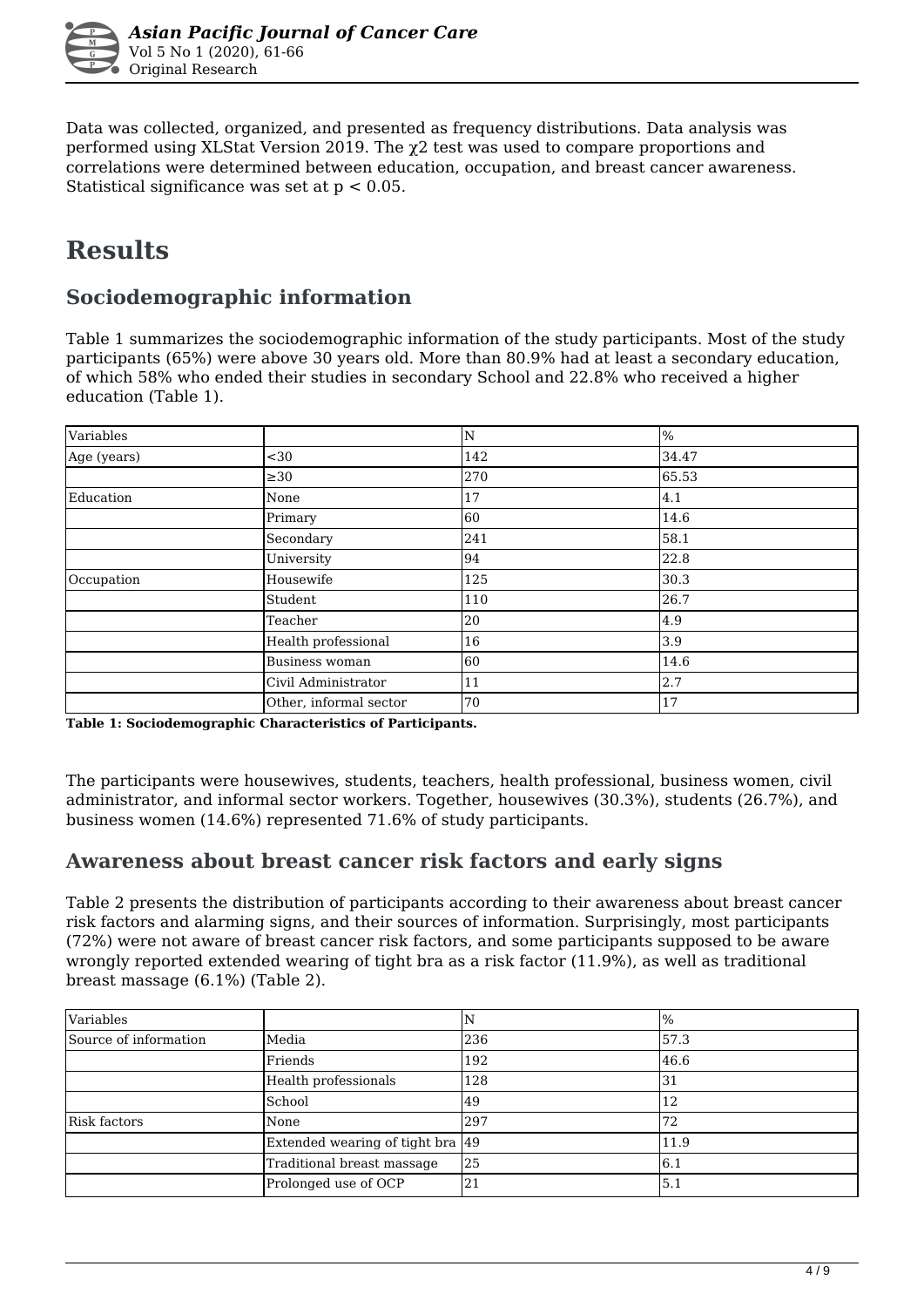Data was collected, organized, and presented as frequency distributions. Data analysis was performed using XLStat Version 2019. The $\chi 2$ test was used to compare proportions and correlations were determined between education, occupation, and breast cancer awareness. Statistical significance was set at $p < 0.05$.

# Results

## Sociodemographic information

Table 1 summarizes the sociodemographic information of the study participants. Most of the study participants (65%) were above 30 years old. More than 80.9% had at least a secondary education, of which 58% who ended their studies in secondary School and 22.8% who received a higher education (Table 1).

| Variables | | N | % |
|---|---|---|---|
| Age (years) | <30 | 142 | 34.47 |
| | ≥30 | 270 | 65.53 |
| Education | None | 17 | 4.1 |
| | Primary | 60 | 14.6 |
| | Secondary | 241 | 58.1 |
| | University | 94 | 22.8 |
| Occupation | Housewife | 125 | 30.3 |
| | Student | 110 | 26.7 |
| | Teacher | 20 | 4.9 |
| | Health professional | 16 | 3.9 |
| | Business woman | 60 | 14.6 |
| | Civil Administrator | 11 | 2.7 |
| | Other, informal sector | 70 | 17 |

**Table 1: Sociodemographic Characteristics of Participants.**

The participants were housewives, students, teachers, health professional, business women, civil administrator, and informal sector workers. Together, housewives (30.3%), students (26.7%), and business women (14.6%) represented 71.6% of study participants.

## Awareness about breast cancer risk factors and early signs

Table 2 presents the distribution of participants according to their awareness about breast cancer risk factors and alarming signs, and their sources of information. Surprisingly, most participants (72%) were not aware of breast cancer risk factors, and some participants supposed to be aware wrongly reported extended wearing of tight bra as a risk factor (11.9%), as well as traditional breast massage (6.1%) (Table 2).

| Variables | | N | % |
|---|---|---|---|
| Source of information | Media | 236 | 57.3 |
| | Friends | 192 | 46.6 |
| | Health professionals | 128 | 31 |
| | School | 49 | 12 |
| Risk factors | None | 297 | 72 |
| | Extended wearing of tight bra | 49 | 11.9 |
| | Traditional breast massage | 25 | 6.1 |
| | Prolonged use of OCP | 21 | 5.1 |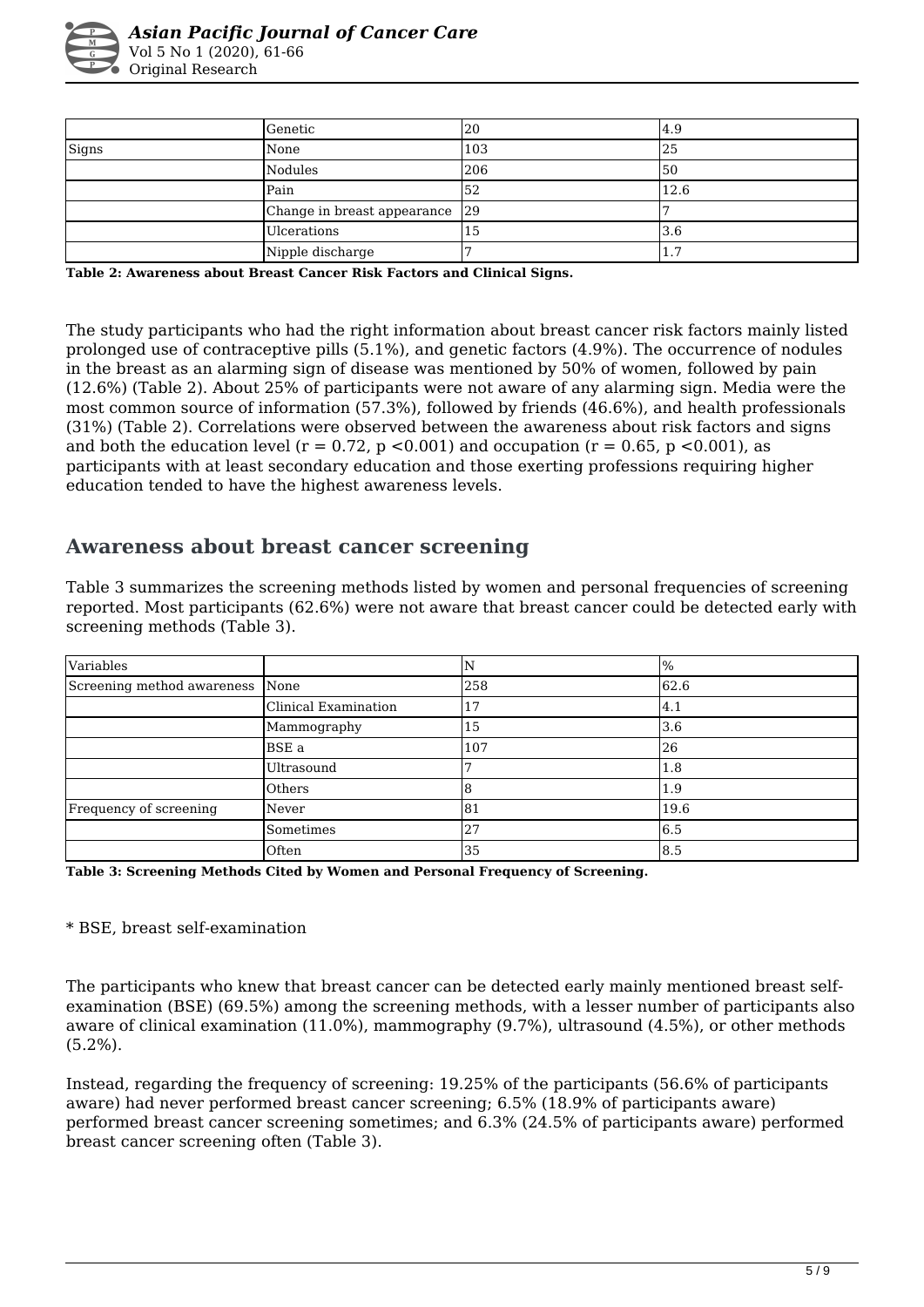|  | Genetic | 20 | 4.9 |
| --- | --- | --- | --- |
| Signs | None | 103 | 25 |
|  | Nodules | 206 | 50 |
|  | Pain | 52 | 12.6 |
|  | Change in breast appearance | 29 | 7 |
|  | Ulcerations | 15 | 3.6 |
|  | Nipple discharge | 7 | 1.7 |

**Table 2: Awareness about Breast Cancer Risk Factors and Clinical Signs.**

The study participants who had the right information about breast cancer risk factors mainly listed prolonged use of contraceptive pills (5.1%), and genetic factors (4.9%). The occurrence of nodules in the breast as an alarming sign of disease was mentioned by 50% of women, followed by pain (12.6%) (Table 2). About 25% of participants were not aware of any alarming sign. Media were the most common source of information (57.3%), followed by friends (46.6%), and health professionals (31%) (Table 2). Correlations were observed between the awareness about risk factors and signs and both the education level ($r = 0.72$, $p < 0.001$) and occupation ($r = 0.65$, $p < 0.001$), as participants with at least secondary education and those exerting professions requiring higher education tended to have the highest awareness levels.

## Awareness about breast cancer screening

Table 3 summarizes the screening methods listed by women and personal frequencies of screening reported. Most participants (62.6%) were not aware that breast cancer could be detected early with screening methods (Table 3).

| Variables |  | N | % |
| --- | --- | --- | --- |
| Screening method awareness | None | 258 | 62.6 |
|  | Clinical Examination | 17 | 4.1 |
|  | Mammography | 15 | 3.6 |
|  | BSE a | 107 | 26 |
|  | Ultrasound | 7 | 1.8 |
|  | Others | 8 | 1.9 |
| Frequency of screening | Never | 81 | 19.6 |
|  | Sometimes | 27 | 6.5 |
|  | Often | 35 | 8.5 |

**Table 3: Screening Methods Cited by Women and Personal Frequency of Screening.**

* BSE, breast self-examination

The participants who knew that breast cancer can be detected early mainly mentioned breast self-examination (BSE) (69.5%) among the screening methods, with a lesser number of participants also aware of clinical examination (11.0%), mammography (9.7%), ultrasound (4.5%), or other methods (5.2%).

Instead, regarding the frequency of screening: 19.25% of the participants (56.6% of participants aware) had never performed breast cancer screening; 6.5% (18.9% of participants aware) performed breast cancer screening sometimes; and 6.3% (24.5% of participants aware) performed breast cancer screening often (Table 3).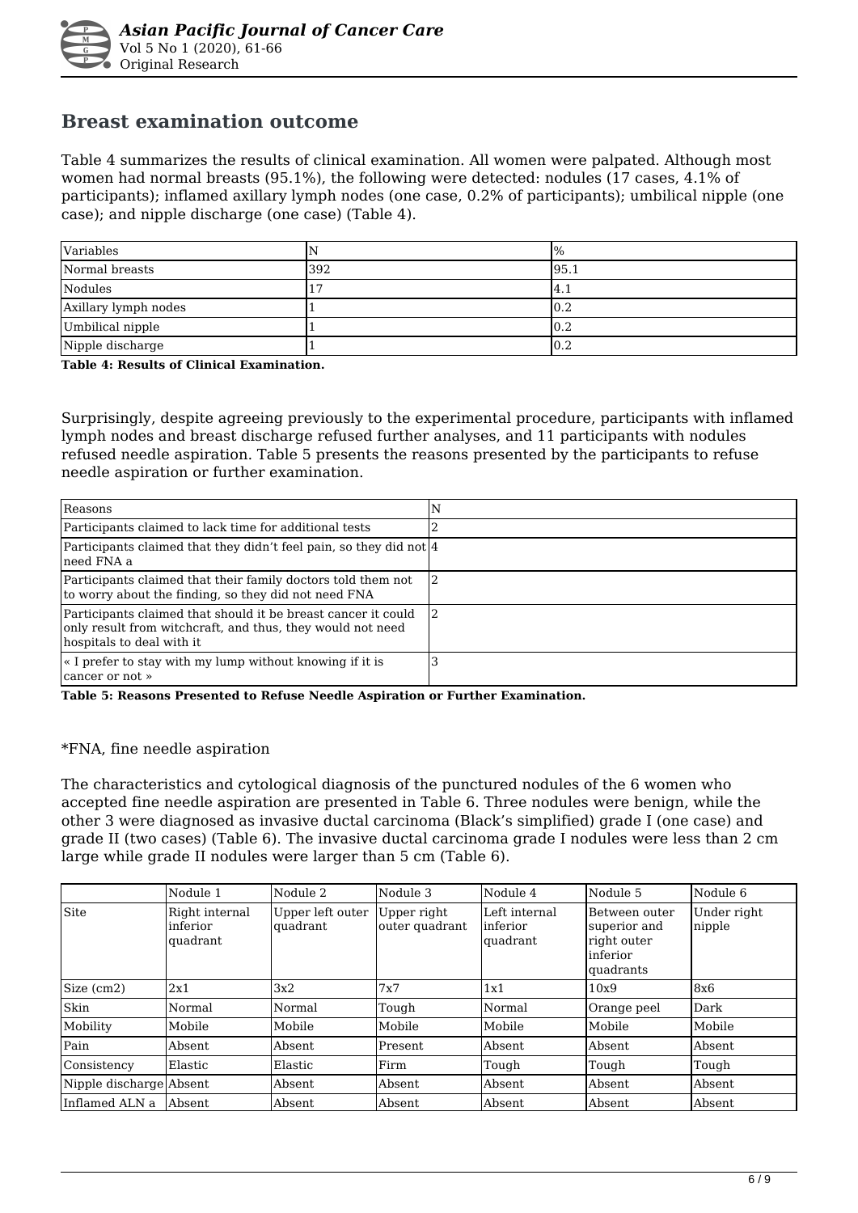## Breast examination outcome

Table 4 summarizes the results of clinical examination. All women were palpated. Although most women had normal breasts (95.1%), the following were detected: nodules (17 cases, 4.1% of participants); inflamed axillary lymph nodes (one case, 0.2% of participants); umbilical nipple (one case); and nipple discharge (one case) (Table 4).

| Variables | N | % |
|---|---|---|
| Normal breasts | 392 | 95.1 |
| Nodules | 17 | 4.1 |
| Axillary lymph nodes | 1 | 0.2 |
| Umbilical nipple | 1 | 0.2 |
| Nipple discharge | 1 | 0.2 |

**Table 4: Results of Clinical Examination.**

Surprisingly, despite agreeing previously to the experimental procedure, participants with inflamed lymph nodes and breast discharge refused further analyses, and 11 participants with nodules refused needle aspiration. Table 5 presents the reasons presented by the participants to refuse needle aspiration or further examination.

| Reasons | N |
|---|---|
| Participants claimed to lack time for additional tests | 2 |
| Participants claimed that they didn't feel pain, so they did not need FNA a | 4 |
| Participants claimed that their family doctors told them not to worry about the finding, so they did not need FNA | 2 |
| Participants claimed that should it be breast cancer it could only result from witchcraft, and thus, they would not need hospitals to deal with it | 2 |
| « I prefer to stay with my lump without knowing if it is cancer or not » | 3 |

**Table 5: Reasons Presented to Refuse Needle Aspiration or Further Examination.**

*FNA, fine needle aspiration

The characteristics and cytological diagnosis of the punctured nodules of the 6 women who accepted fine needle aspiration are presented in Table 6. Three nodules were benign, while the other 3 were diagnosed as invasive ductal carcinoma (Black's simplified) grade I (one case) and grade II (two cases) (Table 6). The invasive ductal carcinoma grade I nodules were less than 2 cm large while grade II nodules were larger than 5 cm (Table 6).

| | Nodule 1 | Nodule 2 | Nodule 3 | Nodule 4 | Nodule 5 | Nodule 6 |
|---|---|---|---|---|---|---|
| Site | Right internal inferior quadrant | Upper left outer quadrant | Upper right outer quadrant | Left internal inferior quadrant | Between outer superior and right outer inferior quadrants | Under right nipple |
| Size (cm2) | 2x1 | 3x2 | 7x7 | 1x1 | 10x9 | 8x6 |
| Skin | Normal | Normal | Tough | Normal | Orange peel | Dark |
| Mobility | Mobile | Mobile | Mobile | Mobile | Mobile | Mobile |
| Pain | Absent | Absent | Present | Absent | Absent | Absent |
| Consistency | Elastic | Elastic | Firm | Tough | Tough | Tough |
| Nipple discharge | Absent | Absent | Absent | Absent | Absent | Absent |
| Inflamed ALN a | Absent | Absent | Absent | Absent | Absent | Absent |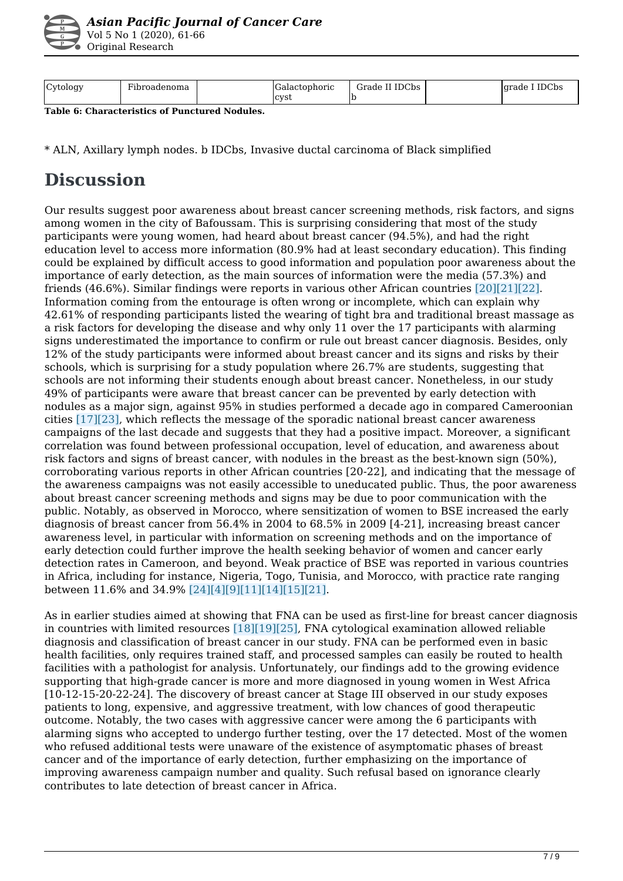| Cytology | Fibroadenoma | | Galactophoric cyst | Grade II IDCbs b | | grade I IDCbs |
|---|---|---|---|---|---|---|

**Table 6: Characteristics of Punctured Nodules.**

* ALN, Axillary lymph nodes. b IDCbs, Invasive ductal carcinoma of Black simplified

# Discussion

Our results suggest poor awareness about breast cancer screening methods, risk factors, and signs among women in the city of Bafoussam. This is surprising considering that most of the study participants were young women, had heard about breast cancer (94.5%), and had the right education level to access more information (80.9% had at least secondary education). This finding could be explained by difficult access to good information and population poor awareness about the importance of early detection, as the main sources of information were the media (57.3%) and friends (46.6%). Similar findings were reports in various other African countries [20][21][22]. Information coming from the entourage is often wrong or incomplete, which can explain why 42.61% of responding participants listed the wearing of tight bra and traditional breast massage as a risk factors for developing the disease and why only 11 over the 17 participants with alarming signs underestimated the importance to confirm or rule out breast cancer diagnosis. Besides, only 12% of the study participants were informed about breast cancer and its signs and risks by their schools, which is surprising for a study population where 26.7% are students, suggesting that schools are not informing their students enough about breast cancer. Nonetheless, in our study 49% of participants were aware that breast cancer can be prevented by early detection with nodules as a major sign, against 95% in studies performed a decade ago in compared Cameroonian cities [17][23], which reflects the message of the sporadic national breast cancer awareness campaigns of the last decade and suggests that they had a positive impact. Moreover, a significant correlation was found between professional occupation, level of education, and awareness about risk factors and signs of breast cancer, with nodules in the breast as the best-known sign (50%), corroborating various reports in other African countries [20-22], and indicating that the message of the awareness campaigns was not easily accessible to uneducated public. Thus, the poor awareness about breast cancer screening methods and signs may be due to poor communication with the public. Notably, as observed in Morocco, where sensitization of women to BSE increased the early diagnosis of breast cancer from 56.4% in 2004 to 68.5% in 2009 [4-21], increasing breast cancer awareness level, in particular with information on screening methods and on the importance of early detection could further improve the health seeking behavior of women and cancer early detection rates in Cameroon, and beyond. Weak practice of BSE was reported in various countries in Africa, including for instance, Nigeria, Togo, Tunisia, and Morocco, with practice rate ranging between 11.6% and 34.9% [24][4][9][11][14][15][21].

As in earlier studies aimed at showing that FNA can be used as first-line for breast cancer diagnosis in countries with limited resources [18][19][25], FNA cytological examination allowed reliable diagnosis and classification of breast cancer in our study. FNA can be performed even in basic health facilities, only requires trained staff, and processed samples can easily be routed to health facilities with a pathologist for analysis. Unfortunately, our findings add to the growing evidence supporting that high-grade cancer is more and more diagnosed in young women in West Africa [10-12-15-20-22-24]. The discovery of breast cancer at Stage III observed in our study exposes patients to long, expensive, and aggressive treatment, with low chances of good therapeutic outcome. Notably, the two cases with aggressive cancer were among the 6 participants with alarming signs who accepted to undergo further testing, over the 17 detected. Most of the women who refused additional tests were unaware of the existence of asymptomatic phases of breast cancer and of the importance of early detection, further emphasizing on the importance of improving awareness campaign number and quality. Such refusal based on ignorance clearly contributes to late detection of breast cancer in Africa.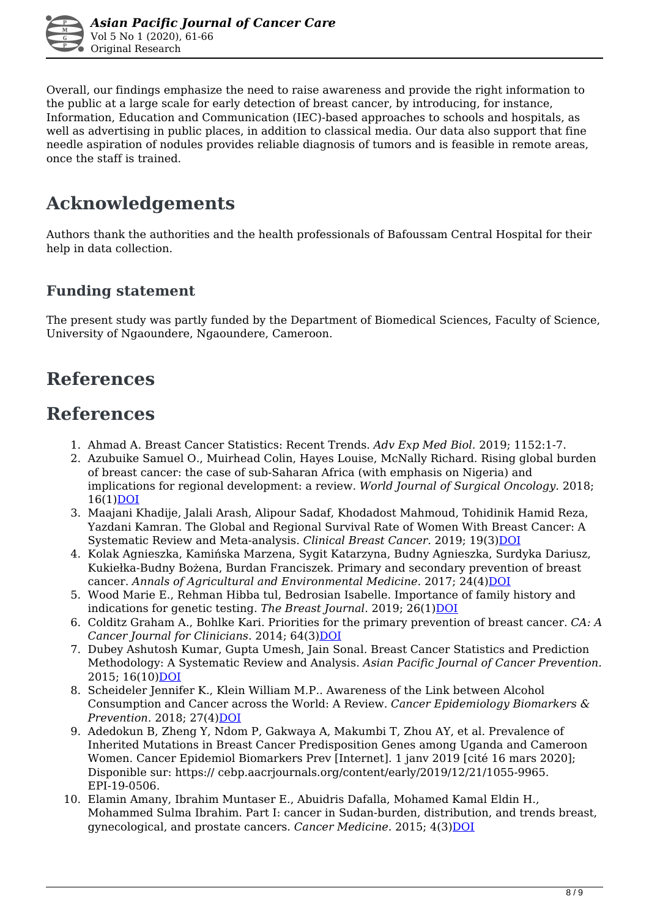Overall, our findings emphasize the need to raise awareness and provide the right information to the public at a large scale for early detection of breast cancer, by introducing, for instance, Information, Education and Communication (IEC)-based approaches to schools and hospitals, as well as advertising in public places, in addition to classical media. Our data also support that fine needle aspiration of nodules provides reliable diagnosis of tumors and is feasible in remote areas, once the staff is trained.

# Acknowledgements

Authors thank the authorities and the health professionals of Bafoussam Central Hospital for their help in data collection.

## Funding statement

The present study was partly funded by the Department of Biomedical Sciences, Faculty of Science, University of Ngaoundere, Ngaoundere, Cameroon.

# References

# References

1. Ahmad A. Breast Cancer Statistics: Recent Trends. *Adv Exp Med Biol.* 2019; 1152:1-7.
2. Azubuike Samuel O., Muirhead Colin, Hayes Louise, McNally Richard. Rising global burden of breast cancer: the case of sub-Saharan Africa (with emphasis on Nigeria) and implications for regional development: a review. *World Journal of Surgical Oncology.* 2018; 16(1)DOI
3. Maajani Khadije, Jalali Arash, Alipour Sadaf, Khodadost Mahmoud, Tohidinik Hamid Reza, Yazdani Kamran. The Global and Regional Survival Rate of Women With Breast Cancer: A Systematic Review and Meta-analysis. *Clinical Breast Cancer.* 2019; 19(3)DOI
4. Kolak Agnieszka, Kamińska Marzena, Sygit Katarzyna, Budny Agnieszka, Surdyka Dariusz, Kukiełka-Budny Bożena, Burdan Franciszek. Primary and secondary prevention of breast cancer. *Annals of Agricultural and Environmental Medicine.* 2017; 24(4)DOI
5. Wood Marie E., Rehman Hibba tul, Bedrosian Isabelle. Importance of family history and indications for genetic testing. *The Breast Journal.* 2019; 26(1)DOI
6. Colditz Graham A., Bohlke Kari. Priorities for the primary prevention of breast cancer. *CA: A Cancer Journal for Clinicians.* 2014; 64(3)DOI
7. Dubey Ashutosh Kumar, Gupta Umesh, Jain Sonal. Breast Cancer Statistics and Prediction Methodology: A Systematic Review and Analysis. *Asian Pacific Journal of Cancer Prevention.* 2015; 16(10)DOI
8. Scheideler Jennifer K., Klein William M.P.. Awareness of the Link between Alcohol Consumption and Cancer across the World: A Review. *Cancer Epidemiology Biomarkers & Prevention.* 2018; 27(4)DOI
9. Adedokun B, Zheng Y, Ndom P, Gakwaya A, Makumbi T, Zhou AY, et al. Prevalence of Inherited Mutations in Breast Cancer Predisposition Genes among Uganda and Cameroon Women. Cancer Epidemiol Biomarkers Prev [Internet]. 1 janv 2019 [cité 16 mars 2020]; Disponible sur: https:// cebp.aacrjournals.org/content/early/2019/12/21/1055-9965. EPI-19-0506.
10. Elamin Amany, Ibrahim Muntaser E., Abuidris Dafalla, Mohamed Kamal Eldin H., Mohammed Sulma Ibrahim. Part I: cancer in Sudan-burden, distribution, and trends breast, gynecological, and prostate cancers. *Cancer Medicine.* 2015; 4(3)DOI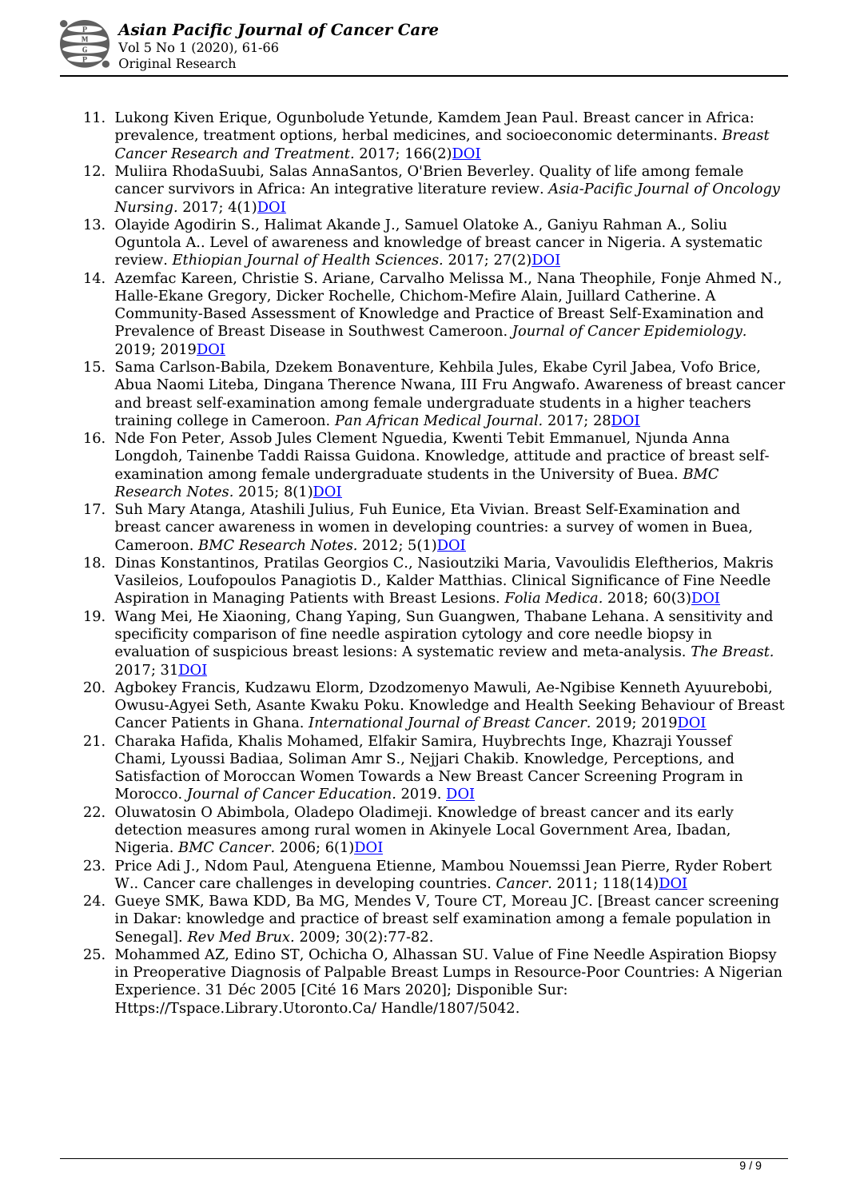11. Lukong Kiven Erique, Ogunbolude Yetunde, Kamdem Jean Paul. Breast cancer in Africa: prevalence, treatment options, herbal medicines, and socioeconomic determinants. *Breast Cancer Research and Treatment.* 2017; 166(2)DOI
12. Muliira RhodaSuubi, Salas AnnaSantos, O'Brien Beverley. Quality of life among female cancer survivors in Africa: An integrative literature review. *Asia-Pacific Journal of Oncology Nursing.* 2017; 4(1)DOI
13. Olayide Agodirin S., Halimat Akande J., Samuel Olatoke A., Ganiyu Rahman A., Soliu Oguntola A.. Level of awareness and knowledge of breast cancer in Nigeria. A systematic review. *Ethiopian Journal of Health Sciences.* 2017; 27(2)DOI
14. Azemfac Kareen, Christie S. Ariane, Carvalho Melissa M., Nana Theophile, Fonje Ahmed N., Halle-Ekane Gregory, Dicker Rochelle, Chichom-Mefire Alain, Juillard Catherine. A Community-Based Assessment of Knowledge and Practice of Breast Self-Examination and Prevalence of Breast Disease in Southwest Cameroon. *Journal of Cancer Epidemiology.* 2019; 2019DOI
15. Sama Carlson-Babila, Dzekem Bonaventure, Kehbila Jules, Ekabe Cyril Jabea, Vofo Brice, Abua Naomi Liteba, Dingana Therence Nwana, III Fru Angwafo. Awareness of breast cancer and breast self-examination among female undergraduate students in a higher teachers training college in Cameroon. *Pan African Medical Journal.* 2017; 28DOI
16. Nde Fon Peter, Assob Jules Clement Nguedia, Kwenti Tebit Emmanuel, Njunda Anna Longdoh, Tainenbe Taddi Raissa Guidona. Knowledge, attitude and practice of breast self-examination among female undergraduate students in the University of Buea. *BMC Research Notes.* 2015; 8(1)DOI
17. Suh Mary Atanga, Atashili Julius, Fuh Eunice, Eta Vivian. Breast Self-Examination and breast cancer awareness in women in developing countries: a survey of women in Buea, Cameroon. *BMC Research Notes.* 2012; 5(1)DOI
18. Dinas Konstantinos, Pratilas Georgios C., Nasioutziki Maria, Vavoulidis Eleftherios, Makris Vasileios, Loufopoulos Panagiotis D., Kalder Matthias. Clinical Significance of Fine Needle Aspiration in Managing Patients with Breast Lesions. *Folia Medica.* 2018; 60(3)DOI
19. Wang Mei, He Xiaoning, Chang Yaping, Sun Guangwen, Thabane Lehana. A sensitivity and specificity comparison of fine needle aspiration cytology and core needle biopsy in evaluation of suspicious breast lesions: A systematic review and meta-analysis. *The Breast.* 2017; 31DOI
20. Agbokey Francis, Kudzawu Elorm, Dzodzomenyo Mawuli, Ae-Ngibise Kenneth Ayuurebobi, Owusu-Agyei Seth, Asante Kwaku Poku. Knowledge and Health Seeking Behaviour of Breast Cancer Patients in Ghana. *International Journal of Breast Cancer.* 2019; 2019DOI
21. Charaka Hafida, Khalis Mohamed, Elfakir Samira, Huybrechts Inge, Khazraji Youssef Chami, Lyoussi Badiaa, Soliman Amr S., Nejjari Chakib. Knowledge, Perceptions, and Satisfaction of Moroccan Women Towards a New Breast Cancer Screening Program in Morocco. *Journal of Cancer Education.* 2019. DOI
22. Oluwatosin O Abimbola, Oladepo Oladimeji. Knowledge of breast cancer and its early detection measures among rural women in Akinyele Local Government Area, Ibadan, Nigeria. *BMC Cancer.* 2006; 6(1)DOI
23. Price Adi J., Ndom Paul, Atenguena Etienne, Mambou Nouemssi Jean Pierre, Ryder Robert W.. Cancer care challenges in developing countries. *Cancer.* 2011; 118(14)DOI
24. Gueye SMK, Bawa KDD, Ba MG, Mendes V, Toure CT, Moreau JC. [Breast cancer screening in Dakar: knowledge and practice of breast self examination among a female population in Senegal]. *Rev Med Brux.* 2009; 30(2):77-82.
25. Mohammed AZ, Edino ST, Ochicha O, Alhassan SU. Value of Fine Needle Aspiration Biopsy in Preoperative Diagnosis of Palpable Breast Lumps in Resource-Poor Countries: A Nigerian Experience. 31 Déc 2005 [Cité 16 Mars 2020]; Disponible Sur: Https://Tspace.Library.Utoronto.Ca/ Handle/1807/5042.